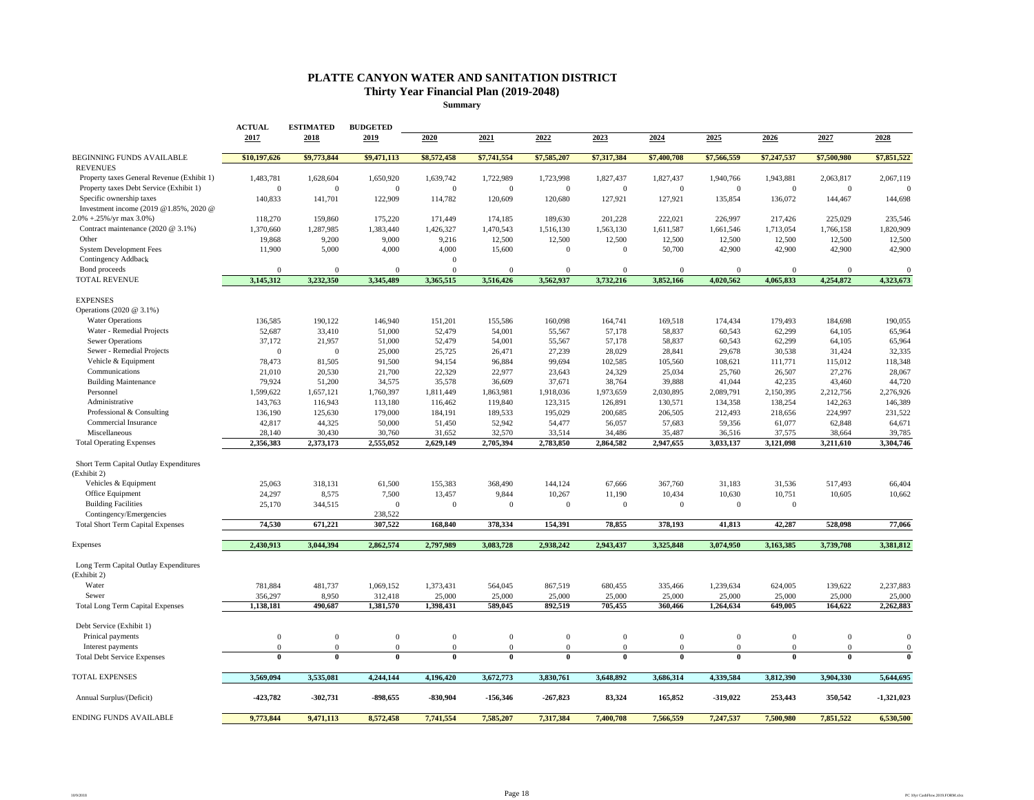# PLATTE CANYON WATER AND SANITATION DISTRICT

## Thirty Year Financial Plan (2019-2048)

### Summary

| | ACTUAL 2017 | ESTIMATED 2018 | BUDGETED 2019 | 2020 | 2021 | 2022 | 2023 | 2024 | 2025 | 2026 | 2027 | 2028 |
|---|---|---|---|---|---|---|---|---|---|---|---|---|
| BEGINNING FUNDS AVAILABLE | $10,197,626 | $9,773,844 | $9,471,113 | $8,572,458 | $7,741,554 | $7,585,207 | $7,317,384 | $7,400,708 | $7,566,559 | $7,247,537 | $7,500,980 | $7,851,522 |
| **REVENUES** | | | | | | | | | | | | |
| Property taxes General Revenue (Exhibit 1) | 1,483,781 | 1,628,604 | 1,650,920 | 1,639,742 | 1,722,989 | 1,723,998 | 1,827,437 | 1,827,437 | 1,940,766 | 1,943,881 | 2,063,817 | 2,067,119 |
| Property taxes Debt Service (Exhibit 1) | 0 | 0 | 0 | 0 | 0 | 0 | 0 | 0 | 0 | 0 | 0 | 0 |
| Specific ownership taxes | 140,833 | 141,701 | 122,909 | 114,782 | 120,609 | 120,680 | 127,921 | 127,921 | 135,854 | 136,072 | 144,467 | 144,698 |
| Investment income (2019 @1.85%, 2020 @ 2.0% +.25%/yr max 3.0%) | 118,270 | 159,860 | 175,220 | 171,449 | 174,185 | 189,630 | 201,228 | 222,021 | 226,997 | 217,426 | 225,029 | 235,546 |
| Contract maintenance (2020 @ 3.1%) | 1,370,660 | 1,287,985 | 1,383,440 | 1,426,327 | 1,470,543 | 1,516,130 | 1,563,130 | 1,611,587 | 1,661,546 | 1,713,054 | 1,766,158 | 1,820,909 |
| Other | 19,868 | 9,200 | 9,000 | 9,216 | 12,500 | 12,500 | 12,500 | 12,500 | 12,500 | 12,500 | 12,500 | 12,500 |
| System Development Fees | 11,900 | 5,000 | 4,000 | 4,000 | 15,600 | 0 | 0 | 50,700 | 42,900 | 42,900 | 42,900 | 42,900 |
| Contingency Addback | | | | 0 | | | | | | | | |
| Bond proceeds | 0 | 0 | 0 | 0 | 0 | 0 | 0 | 0 | 0 | 0 | 0 | 0 |
| **TOTAL REVENUE** | **3,145,312** | **3,232,350** | **3,345,489** | **3,365,515** | **3,516,426** | **3,562,937** | **3,732,216** | **3,852,166** | **4,020,562** | **4,065,833** | **4,254,872** | **4,323,673** |
| **EXPENSES** | | | | | | | | | | | | |
| Operations (2020 @ 3.1%) | | | | | | | | | | | | |
| Water Operations | 136,585 | 190,122 | 146,940 | 151,201 | 155,586 | 160,098 | 164,741 | 169,518 | 174,434 | 179,493 | 184,698 | 190,055 |
| Water - Remedial Projects | 52,687 | 33,410 | 51,000 | 52,479 | 54,001 | 55,567 | 57,178 | 58,837 | 60,543 | 62,299 | 64,105 | 65,964 |
| Sewer Operations | 37,172 | 21,957 | 51,000 | 52,479 | 54,001 | 55,567 | 57,178 | 58,837 | 60,543 | 62,299 | 64,105 | 65,964 |
| Sewer - Remedial Projects | 0 | 0 | 25,000 | 25,725 | 26,471 | 27,239 | 28,029 | 28,841 | 29,678 | 30,538 | 31,424 | 32,335 |
| Vehicle & Equipment | 78,473 | 81,505 | 91,500 | 94,154 | 96,884 | 99,694 | 102,585 | 105,560 | 108,621 | 111,771 | 115,012 | 118,348 |
| Communications | 21,010 | 20,530 | 21,700 | 22,329 | 22,977 | 23,643 | 24,329 | 25,034 | 25,760 | 26,507 | 27,276 | 28,067 |
| Building Maintenance | 79,924 | 51,200 | 34,575 | 35,578 | 36,609 | 37,671 | 38,764 | 39,888 | 41,044 | 42,235 | 43,460 | 44,720 |
| Personnel | 1,599,622 | 1,657,121 | 1,760,397 | 1,811,449 | 1,863,981 | 1,918,036 | 1,973,659 | 2,030,895 | 2,089,791 | 2,150,395 | 2,212,756 | 2,276,926 |
| Administrative | 143,763 | 116,943 | 113,180 | 116,462 | 119,840 | 123,315 | 126,891 | 130,571 | 134,358 | 138,254 | 142,263 | 146,389 |
| Professional & Consulting | 136,190 | 125,630 | 179,000 | 184,191 | 189,533 | 195,029 | 200,685 | 206,505 | 212,493 | 218,656 | 224,997 | 231,522 |
| Commercial Insurance | 42,817 | 44,325 | 50,000 | 51,450 | 52,942 | 54,477 | 56,057 | 57,683 | 59,356 | 61,077 | 62,848 | 64,671 |
| Miscellaneous | 28,140 | 30,430 | 30,760 | 31,652 | 32,570 | 33,514 | 34,486 | 35,487 | 36,516 | 37,575 | 38,664 | 39,785 |
| **Total Operating Expenses** | **2,356,383** | **2,373,173** | **2,555,052** | **2,629,149** | **2,705,394** | **2,783,850** | **2,864,582** | **2,947,655** | **3,033,137** | **3,121,098** | **3,211,610** | **3,304,746** |
| Short Term Capital Outlay Expenditures (Exhibit 2) | | | | | | | | | | | | |
| Vehicles & Equipment | 25,063 | 318,131 | 61,500 | 155,383 | 368,490 | 144,124 | 67,666 | 367,760 | 31,183 | 31,536 | 517,493 | 66,404 |
| Office Equipment | 24,297 | 8,575 | 7,500 | 13,457 | 9,844 | 10,267 | 11,190 | 10,434 | 10,630 | 10,751 | 10,605 | 10,662 |
| Building Facilities | 25,170 | 344,515 | 0 | 0 | 0 | 0 | 0 | 0 | 0 | 0 | | |
| Contingency/Emergencies | | | 238,522 | | | | | | | | | |
| **Total Short Term Capital Expenses** | **74,530** | **671,221** | **307,522** | **168,840** | **378,334** | **154,391** | **78,855** | **378,193** | **41,813** | **42,287** | **528,098** | **77,066** |
| Expenses | **2,430,913** | **3,044,394** | **2,862,574** | **2,797,989** | **3,083,728** | **2,938,242** | **2,943,437** | **3,325,848** | **3,074,950** | **3,163,385** | **3,739,708** | **3,381,812** |
| Long Term Capital Outlay Expenditures (Exhibit 2) | | | | | | | | | | | | |
| Water | 781,884 | 481,737 | 1,069,152 | 1,373,431 | 564,045 | 867,519 | 680,455 | 335,466 | 1,239,634 | 624,005 | 139,622 | 2,237,883 |
| Sewer | 356,297 | 8,950 | 312,418 | 25,000 | 25,000 | 25,000 | 25,000 | 25,000 | 25,000 | 25,000 | 25,000 | 25,000 |
| **Total Long Term Capital Expenses** | **1,138,181** | **490,687** | **1,381,570** | **1,398,431** | **589,045** | **892,519** | **705,455** | **360,466** | **1,264,634** | **649,005** | **164,622** | **2,262,883** |
| Debt Service (Exhibit 1) | | | | | | | | | | | | |
| Prinical payments | 0 | 0 | 0 | 0 | 0 | 0 | 0 | 0 | 0 | 0 | 0 | 0 |
| Interest payments | 0 | 0 | 0 | 0 | 0 | 0 | 0 | 0 | 0 | 0 | 0 | 0 |
| **Total Debt Service Expenses** | **0** | **0** | **0** | **0** | **0** | **0** | **0** | **0** | **0** | **0** | **0** | **0** |
| TOTAL EXPENSES | **3,569,094** | **3,535,081** | **4,244,144** | **4,196,420** | **3,672,773** | **3,830,761** | **3,648,892** | **3,686,314** | **4,339,584** | **3,812,390** | **3,904,330** | **5,644,695** |
| Annual Surplus/(Deficit) | **-423,782** | **-302,731** | **-898,655** | **-830,904** | **-156,346** | **-267,823** | **83,324** | **165,852** | **-319,022** | **253,443** | **350,542** | **-1,321,023** |
| ENDING FUNDS AVAILABLE | **9,773,844** | **9,471,113** | **8,572,458** | **7,741,554** | **7,585,207** | **7,317,384** | **7,400,708** | **7,566,559** | **7,247,537** | **7,500,980** | **7,851,522** | **6,530,500** |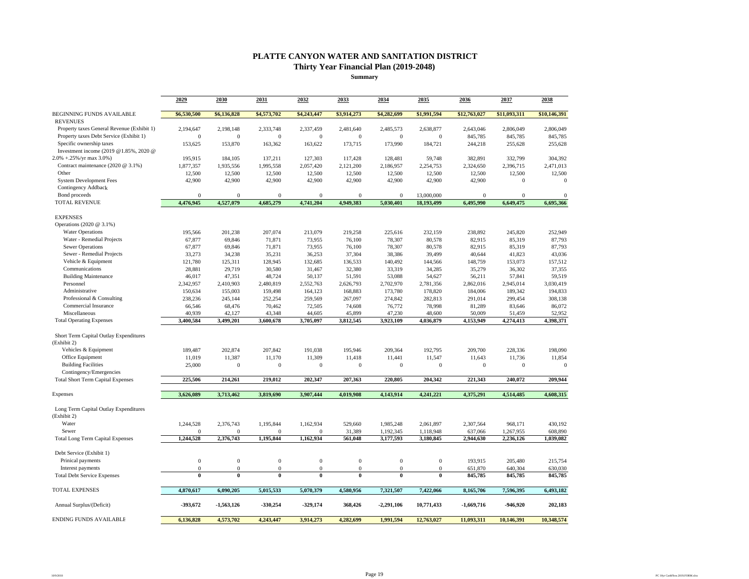# PLATTE CANYON WATER AND SANITATION DISTRICT

## Thirty Year Financial Plan (2019-2048)

### Summary

| | 2029 | 2030 | 2031 | 2032 | 2033 | 2034 | 2035 | 2036 | 2037 | 2038 |
|---|---|---|---|---|---|---|---|---|---|---|
| BEGINNING FUNDS AVAILABLE | $6,530,500 | $6,136,828 | $4,573,702 | $4,243,447 | $3,914,273 | $4,282,699 | $1,991,594 | $12,763,027 | $11,093,311 | $10,146,391 |
| REVENUES | | | | | | | | | | |
| Property taxes General Revenue (Exhibit 1) | 2,194,647 | 2,198,148 | 2,333,748 | 2,337,459 | 2,481,640 | 2,485,573 | 2,638,877 | 2,643,046 | 2,806,049 | 2,806,049 |
| Property taxes Debt Service (Exhibit 1) | 0 | 0 | 0 | 0 | 0 | 0 | 0 | 845,785 | 845,785 | 845,785 |
| Specific ownership taxes | 153,625 | 153,870 | 163,362 | 163,622 | 173,715 | 173,990 | 184,721 | 244,218 | 255,628 | 255,628 |
| Investment income (2019 @1.85%, 2020 @ 2.0% +.25%/yr max 3.0%) | 195,915 | 184,105 | 137,211 | 127,303 | 117,428 | 128,481 | 59,748 | 382,891 | 332,799 | 304,392 |
| Contract maintenance (2020 @ 3.1%) | 1,877,357 | 1,935,556 | 1,995,558 | 2,057,420 | 2,121,200 | 2,186,957 | 2,254,753 | 2,324,650 | 2,396,715 | 2,471,013 |
| Other | 12,500 | 12,500 | 12,500 | 12,500 | 12,500 | 12,500 | 12,500 | 12,500 | 12,500 | 12,500 |
| System Development Fees | 42,900 | 42,900 | 42,900 | 42,900 | 42,900 | 42,900 | 42,900 | 42,900 | 0 | 0 |
| Contingency Addback | | | | | | | | | | |
| Bond proceeds | 0 | 0 | 0 | 0 | 0 | 0 | 13,000,000 | 0 | 0 | 0 |
| TOTAL REVENUE | 4,476,945 | 4,527,079 | 4,685,279 | 4,741,204 | 4,949,383 | 5,030,401 | 18,193,499 | 6,495,990 | 6,649,475 | 6,695,366 |
| EXPENSES | | | | | | | | | | |
| Operations (2020 @ 3.1%) | | | | | | | | | | |
| Water Operations | 195,566 | 201,238 | 207,074 | 213,079 | 219,258 | 225,616 | 232,159 | 238,892 | 245,820 | 252,949 |
| Water - Remedial Projects | 67,877 | 69,846 | 71,871 | 73,955 | 76,100 | 78,307 | 80,578 | 82,915 | 85,319 | 87,793 |
| Sewer Operations | 67,877 | 69,846 | 71,871 | 73,955 | 76,100 | 78,307 | 80,578 | 82,915 | 85,319 | 87,793 |
| Sewer - Remedial Projects | 33,273 | 34,238 | 35,231 | 36,253 | 37,304 | 38,386 | 39,499 | 40,644 | 41,823 | 43,036 |
| Vehicle & Equipment | 121,780 | 125,311 | 128,945 | 132,685 | 136,533 | 140,492 | 144,566 | 148,759 | 153,073 | 157,512 |
| Communications | 28,881 | 29,719 | 30,580 | 31,467 | 32,380 | 33,319 | 34,285 | 35,279 | 36,302 | 37,355 |
| Building Maintenance | 46,017 | 47,351 | 48,724 | 50,137 | 51,591 | 53,088 | 54,627 | 56,211 | 57,841 | 59,519 |
| Personnel | 2,342,957 | 2,410,903 | 2,480,819 | 2,552,763 | 2,626,793 | 2,702,970 | 2,781,356 | 2,862,016 | 2,945,014 | 3,030,419 |
| Administrative | 150,634 | 155,003 | 159,498 | 164,123 | 168,883 | 173,780 | 178,820 | 184,006 | 189,342 | 194,833 |
| Professional & Consulting | 238,236 | 245,144 | 252,254 | 259,569 | 267,097 | 274,842 | 282,813 | 291,014 | 299,454 | 308,138 |
| Commercial Insurance | 66,546 | 68,476 | 70,462 | 72,505 | 74,608 | 76,772 | 78,998 | 81,289 | 83,646 | 86,072 |
| Miscellaneous | 40,939 | 42,127 | 43,348 | 44,605 | 45,899 | 47,230 | 48,600 | 50,009 | 51,459 | 52,952 |
| Total Operating Expenses | 3,400,584 | 3,499,201 | 3,600,678 | 3,705,097 | 3,812,545 | 3,923,109 | 4,036,879 | 4,153,949 | 4,274,413 | 4,398,371 |
| Short Term Capital Outlay Expenditures (Exhibit 2) | | | | | | | | | | |
| Vehicles & Equipment | 189,487 | 202,874 | 207,842 | 191,038 | 195,946 | 209,364 | 192,795 | 209,700 | 228,336 | 198,090 |
| Office Equipment | 11,019 | 11,387 | 11,170 | 11,309 | 11,418 | 11,441 | 11,547 | 11,643 | 11,736 | 11,854 |
| Building Facilities | 25,000 | 0 | 0 | 0 | 0 | 0 | 0 | 0 | 0 | 0 |
| Contingency/Emergencies | | | | | | | | | | |
| Total Short Term Capital Expenses | 225,506 | 214,261 | 219,012 | 202,347 | 207,363 | 220,805 | 204,342 | 221,343 | 240,072 | 209,944 |
| Expenses | 3,626,089 | 3,713,462 | 3,819,690 | 3,907,444 | 4,019,908 | 4,143,914 | 4,241,221 | 4,375,291 | 4,514,485 | 4,608,315 |
| Long Term Capital Outlay Expenditures (Exhibit 2) | | | | | | | | | | |
| Water | 1,244,528 | 2,376,743 | 1,195,844 | 1,162,934 | 529,660 | 1,985,248 | 2,061,897 | 2,307,564 | 968,171 | 430,192 |
| Sewer | 0 | 0 | 0 | 0 | 31,389 | 1,192,345 | 1,118,948 | 637,066 | 1,267,955 | 608,890 |
| Total Long Term Capital Expenses | 1,244,528 | 2,376,743 | 1,195,844 | 1,162,934 | 561,048 | 3,177,593 | 3,180,845 | 2,944,630 | 2,236,126 | 1,039,082 |
| Debt Service (Exhibit 1) | | | | | | | | | | |
| Prinical payments | 0 | 0 | 0 | 0 | 0 | 0 | 0 | 193,915 | 205,480 | 215,754 |
| Interest payments | 0 | 0 | 0 | 0 | 0 | 0 | 0 | 651,870 | 640,304 | 630,030 |
| Total Debt Service Expenses | 0 | 0 | 0 | 0 | 0 | 0 | 0 | 845,785 | 845,785 | 845,785 |
| TOTAL EXPENSES | 4,870,617 | 6,090,205 | 5,015,533 | 5,070,379 | 4,580,956 | 7,321,507 | 7,422,066 | 8,165,706 | 7,596,395 | 6,493,182 |
| Annual Surplus/(Deficit) | -393,672 | -1,563,126 | -330,254 | -329,174 | 368,426 | -2,291,106 | 10,771,433 | -1,669,716 | -946,920 | 202,183 |
| ENDING FUNDS AVAILABLE | 6,136,828 | 4,573,702 | 4,243,447 | 3,914,273 | 4,282,699 | 1,991,594 | 12,763,027 | 11,093,311 | 10,146,391 | 10,348,574 |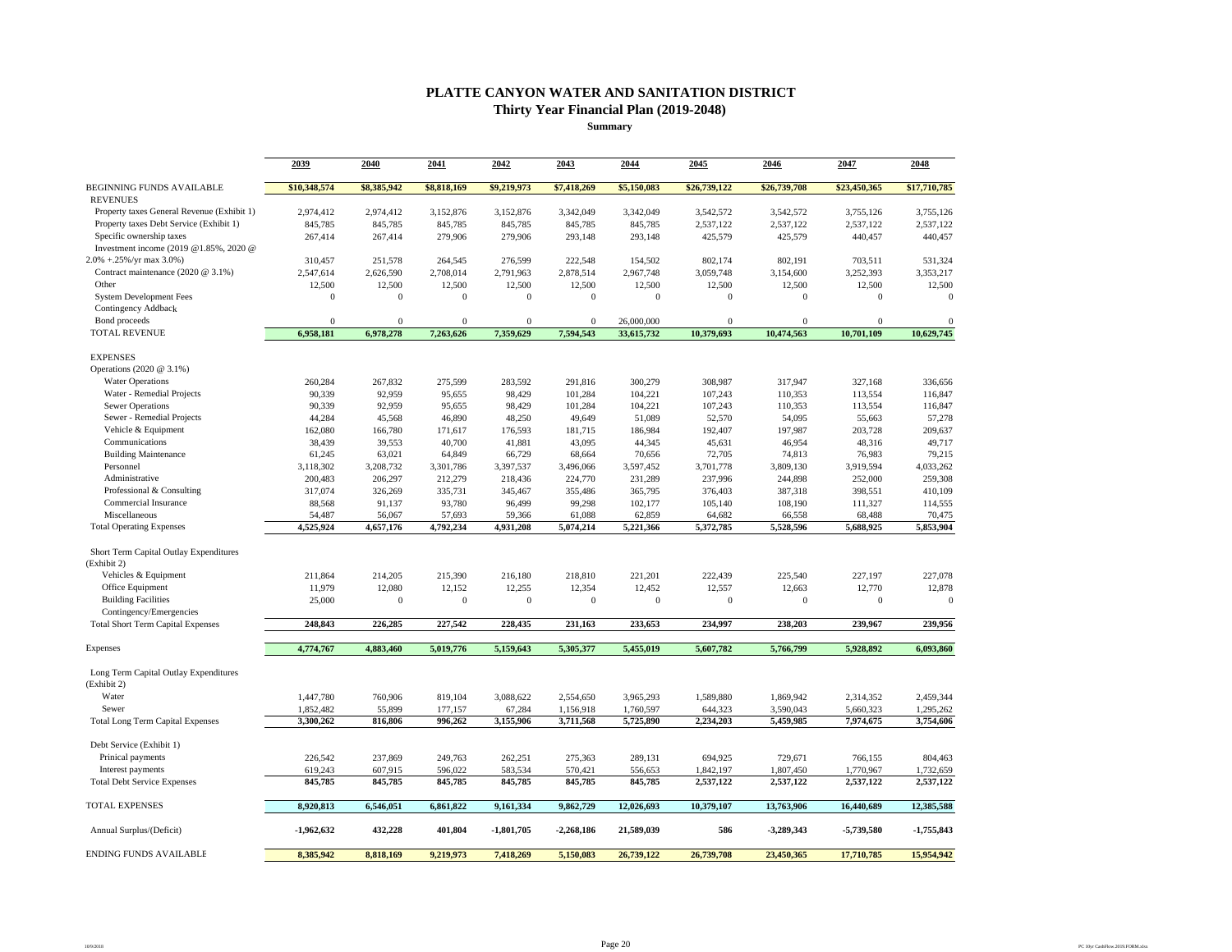# PLATTE CANYON WATER AND SANITATION DISTRICT

## Thirty Year Financial Plan (2019-2048)

### Summary

| | 2039 | 2040 | 2041 | 2042 | 2043 | 2044 | 2045 | 2046 | 2047 | 2048 |
|---|---|---|---|---|---|---|---|---|---|---|
| BEGINNING FUNDS AVAILABLE | **$10,348,574** | **$8,385,942** | **$8,818,169** | **$9,219,973** | **$7,418,269** | **$5,150,083** | **$26,739,122** | **$26,739,708** | **$23,450,365** | **$17,710,785** |
| REVENUES | | | | | | | | | | |
| Property taxes General Revenue (Exhibit 1) | 2,974,412 | 2,974,412 | 3,152,876 | 3,152,876 | 3,342,049 | 3,342,049 | 3,542,572 | 3,542,572 | 3,755,126 | 3,755,126 |
| Property taxes Debt Service (Exhibit 1) | 845,785 | 845,785 | 845,785 | 845,785 | 845,785 | 845,785 | 2,537,122 | 2,537,122 | 2,537,122 | 2,537,122 |
| Specific ownership taxes | 267,414 | 267,414 | 279,906 | 279,906 | 293,148 | 293,148 | 425,579 | 425,579 | 440,457 | 440,457 |
| Investment income (2019 @1.85%, 2020 @ 2.0% +.25%/yr max 3.0%) | 310,457 | 251,578 | 264,545 | 276,599 | 222,548 | 154,502 | 802,174 | 802,191 | 703,511 | 531,324 |
| Contract maintenance (2020 @ 3.1%) | 2,547,614 | 2,626,590 | 2,708,014 | 2,791,963 | 2,878,514 | 2,967,748 | 3,059,748 | 3,154,600 | 3,252,393 | 3,353,217 |
| Other | 12,500 | 12,500 | 12,500 | 12,500 | 12,500 | 12,500 | 12,500 | 12,500 | 12,500 | 12,500 |
| System Development Fees | 0 | 0 | 0 | 0 | 0 | 0 | 0 | 0 | 0 | 0 |
| Contingency Addback | | | | | | | | | | |
| Bond proceeds | 0 | 0 | 0 | 0 | 0 | 26,000,000 | 0 | 0 | 0 | 0 |
| TOTAL REVENUE | **6,958,181** | **6,978,278** | **7,263,626** | **7,359,629** | **7,594,543** | **33,615,732** | **10,379,693** | **10,474,563** | **10,701,109** | **10,629,745** |
| EXPENSES | | | | | | | | | | |
| Operations (2020 @ 3.1%) | | | | | | | | | | |
| Water Operations | 260,284 | 267,832 | 275,599 | 283,592 | 291,816 | 300,279 | 308,987 | 317,947 | 327,168 | 336,656 |
| Water - Remedial Projects | 90,339 | 92,959 | 95,655 | 98,429 | 101,284 | 104,221 | 107,243 | 110,353 | 113,554 | 116,847 |
| Sewer Operations | 90,339 | 92,959 | 95,655 | 98,429 | 101,284 | 104,221 | 107,243 | 110,353 | 113,554 | 116,847 |
| Sewer - Remedial Projects | 44,284 | 45,568 | 46,890 | 48,250 | 49,649 | 51,089 | 52,570 | 54,095 | 55,663 | 57,278 |
| Vehicle & Equipment | 162,080 | 166,780 | 171,617 | 176,593 | 181,715 | 186,984 | 192,407 | 197,987 | 203,728 | 209,637 |
| Communications | 38,439 | 39,553 | 40,700 | 41,881 | 43,095 | 44,345 | 45,631 | 46,954 | 48,316 | 49,717 |
| Building Maintenance | 61,245 | 63,021 | 64,849 | 66,729 | 68,664 | 70,656 | 72,705 | 74,813 | 76,983 | 79,215 |
| Personnel | 3,118,302 | 3,208,732 | 3,301,786 | 3,397,537 | 3,496,066 | 3,597,452 | 3,701,778 | 3,809,130 | 3,919,594 | 4,033,262 |
| Administrative | 200,483 | 206,297 | 212,279 | 218,436 | 224,770 | 231,289 | 237,996 | 244,898 | 252,000 | 259,308 |
| Professional & Consulting | 317,074 | 326,269 | 335,731 | 345,467 | 355,486 | 365,795 | 376,403 | 387,318 | 398,551 | 410,109 |
| Commercial Insurance | 88,568 | 91,137 | 93,780 | 96,499 | 99,298 | 102,177 | 105,140 | 108,190 | 111,327 | 114,555 |
| Miscellaneous | 54,487 | 56,067 | 57,693 | 59,366 | 61,088 | 62,859 | 64,682 | 66,558 | 68,488 | 70,475 |
| Total Operating Expenses | **4,525,924** | **4,657,176** | **4,792,234** | **4,931,208** | **5,074,214** | **5,221,366** | **5,372,785** | **5,528,596** | **5,688,925** | **5,853,904** |
| Short Term Capital Outlay Expenditures (Exhibit 2) | | | | | | | | | | |
| Vehicles & Equipment | 211,864 | 214,205 | 215,390 | 216,180 | 218,810 | 221,201 | 222,439 | 225,540 | 227,197 | 227,078 |
| Office Equipment | 11,979 | 12,080 | 12,152 | 12,255 | 12,354 | 12,452 | 12,557 | 12,663 | 12,770 | 12,878 |
| Building Facilities | 25,000 | 0 | 0 | 0 | 0 | 0 | 0 | 0 | 0 | 0 |
| Contingency/Emergencies | | | | | | | | | | |
| Total Short Term Capital Expenses | **248,843** | **226,285** | **227,542** | **228,435** | **231,163** | **233,653** | **234,997** | **238,203** | **239,967** | **239,956** |
| Expenses | **4,774,767** | **4,883,460** | **5,019,776** | **5,159,643** | **5,305,377** | **5,455,019** | **5,607,782** | **5,766,799** | **5,928,892** | **6,093,860** |
| Long Term Capital Outlay Expenditures (Exhibit 2) | | | | | | | | | | |
| Water | 1,447,780 | 760,906 | 819,104 | 3,088,622 | 2,554,650 | 3,965,293 | 1,589,880 | 1,869,942 | 2,314,352 | 2,459,344 |
| Sewer | 1,852,482 | 55,899 | 177,157 | 67,284 | 1,156,918 | 1,760,597 | 644,323 | 3,590,043 | 5,660,323 | 1,295,262 |
| Total Long Term Capital Expenses | **3,300,262** | **816,806** | **996,262** | **3,155,906** | **3,711,568** | **5,725,890** | **2,234,203** | **5,459,985** | **7,974,675** | **3,754,606** |
| Debt Service (Exhibit 1) | | | | | | | | | | |
| Prinical payments | 226,542 | 237,869 | 249,763 | 262,251 | 275,363 | 289,131 | 694,925 | 729,671 | 766,155 | 804,463 |
| Interest payments | 619,243 | 607,915 | 596,022 | 583,534 | 570,421 | 556,653 | 1,842,197 | 1,807,450 | 1,770,967 | 1,732,659 |
| Total Debt Service Expenses | **845,785** | **845,785** | **845,785** | **845,785** | **845,785** | **845,785** | **2,537,122** | **2,537,122** | **2,537,122** | **2,537,122** |
| TOTAL EXPENSES | **8,920,813** | **6,546,051** | **6,861,822** | **9,161,334** | **9,862,729** | **12,026,693** | **10,379,107** | **13,763,906** | **16,440,689** | **12,385,588** |
| Annual Surplus/(Deficit) | **-1,962,632** | **432,228** | **401,804** | **-1,801,705** | **-2,268,186** | **21,589,039** | **586** | **-3,289,343** | **-5,739,580** | **-1,755,843** |
| ENDING FUNDS AVAILABLE | **8,385,942** | **8,818,169** | **9,219,973** | **7,418,269** | **5,150,083** | **26,739,122** | **26,739,708** | **23,450,365** | **17,710,785** | **15,954,942** |